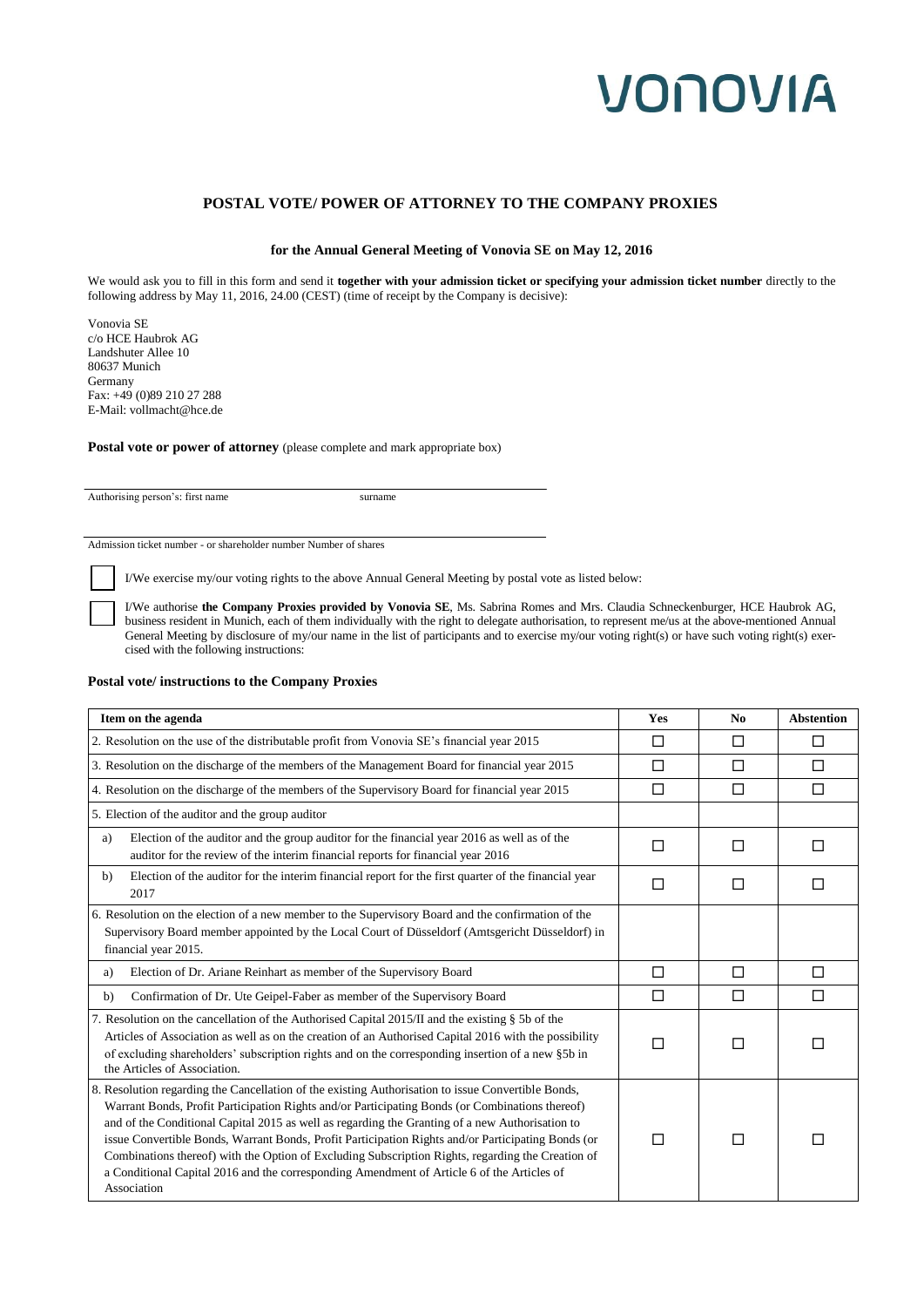VONOVIA

## POSTAL VOTE/ POWER OF ATTORNEY TO THE COMPANY PROXIES

### for the Annual General Meeting of Vonovia SE on May 12, 2016

We would ask you to fill in this form and send it **together with your admission ticket or specifying your admission ticket number** directly to the following address by May 11, 2016, 24.00 (CEST) (time of receipt by the Company is decisive):

Vonovia SE
c/o HCE Haubrok AG
Landshuter Allee 10
80637 Munich
Germany
Fax: +49 (0)89 210 27 288
E-Mail: vollmacht@hce.de

**Postal vote or power of attorney** (please complete and mark appropriate box)

Authorising person's: first name surname

Admission ticket number - or shareholder number Number of shares

☐ I/We exercise my/our voting rights to the above Annual General Meeting by postal vote as listed below:

☐ I/We authorise **the Company Proxies provided by Vonovia SE**, Ms. Sabrina Romes and Mrs. Claudia Schneckenburger, HCE Haubrok AG, business resident in Munich, each of them individually with the right to delegate authorisation, to represent me/us at the above-mentioned Annual General Meeting by disclosure of my/our name in the list of participants and to exercise my/our voting right(s) or have such voting right(s) exercised with the following instructions:

**Postal vote/ instructions to the Company Proxies**

| Item on the agenda | Yes | No | Abstention |
|---|---|---|---|
| 2. Resolution on the use of the distributable profit from Vonovia SE's financial year 2015 | ☐ | ☐ | ☐ |
| 3. Resolution on the discharge of the members of the Management Board for financial year 2015 | ☐ | ☐ | ☐ |
| 4. Resolution on the discharge of the members of the Supervisory Board for financial year 2015 | ☐ | ☐ | ☐ |
| 5. Election of the auditor and the group auditor | | | |
| a) Election of the auditor and the group auditor for the financial year 2016 as well as of the auditor for the review of the interim financial reports for financial year 2016 | ☐ | ☐ | ☐ |
| b) Election of the auditor for the interim financial report for the first quarter of the financial year 2017 | ☐ | ☐ | ☐ |
| 6. Resolution on the election of a new member to the Supervisory Board and the confirmation of the Supervisory Board member appointed by the Local Court of Düsseldorf (Amtsgericht Düsseldorf) in financial year 2015. | | | |
| a) Election of Dr. Ariane Reinhart as member of the Supervisory Board | ☐ | ☐ | ☐ |
| b) Confirmation of Dr. Ute Geipel-Faber as member of the Supervisory Board | ☐ | ☐ | ☐ |
| 7. Resolution on the cancellation of the Authorised Capital 2015/II and the existing § 5b of the Articles of Association as well as on the creation of an Authorised Capital 2016 with the possibility of excluding shareholders' subscription rights and on the corresponding insertion of a new §5b in the Articles of Association. | ☐ | ☐ | ☐ |
| 8. Resolution regarding the Cancellation of the existing Authorisation to issue Convertible Bonds, Warrant Bonds, Profit Participation Rights and/or Participating Bonds (or Combinations thereof) and of the Conditional Capital 2015 as well as regarding the Granting of a new Authorisation to issue Convertible Bonds, Warrant Bonds, Profit Participation Rights and/or Participating Bonds (or Combinations thereof) with the Option of Excluding Subscription Rights, regarding the Creation of a Conditional Capital 2016 and the corresponding Amendment of Article 6 of the Articles of Association | ☐ | ☐ | ☐ |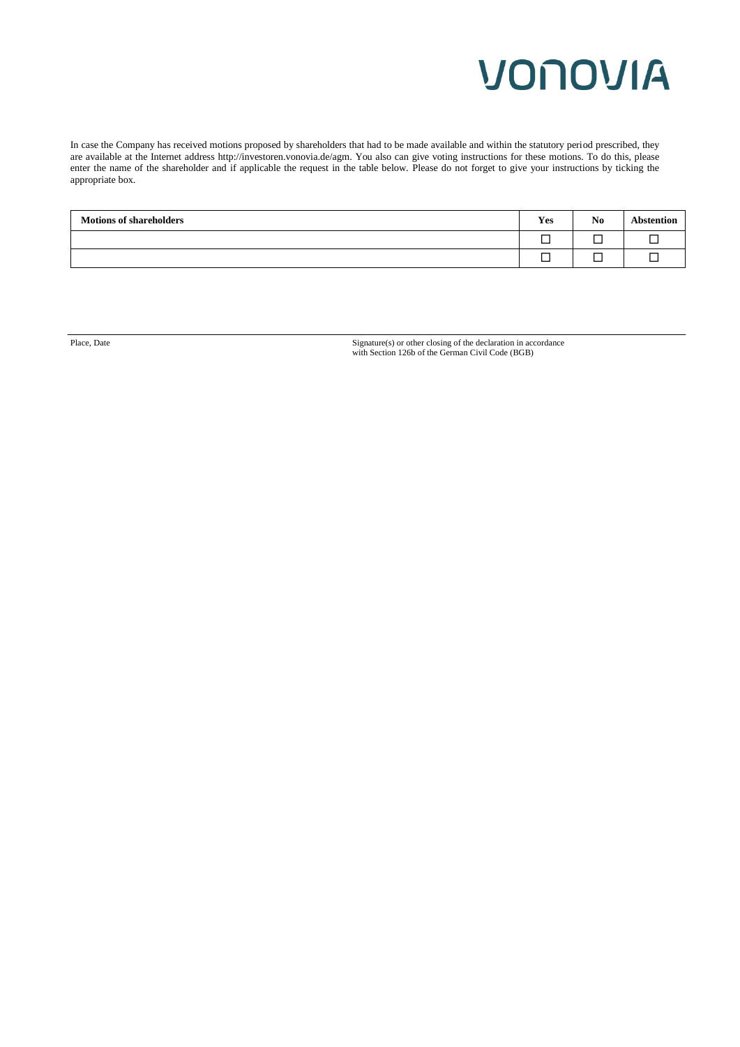In case the Company has received motions proposed by shareholders that had to be made available and within the statutory period prescribed, they are available at the Internet address http://investoren.vonovia.de/agm. You also can give voting instructions for these motions. To do this, please enter the name of the shareholder and if applicable the request in the table below. Please do not forget to give your instructions by ticking the appropriate box.

| Motions of shareholders | Yes | No | Abstention |
|---|---|---|---|
| | ☐ | ☐ | ☐ |
| | ☐ | ☐ | ☐ |

Place, Date

Signature(s) or other closing of the declaration in accordance with Section 126b of the German Civil Code (BGB)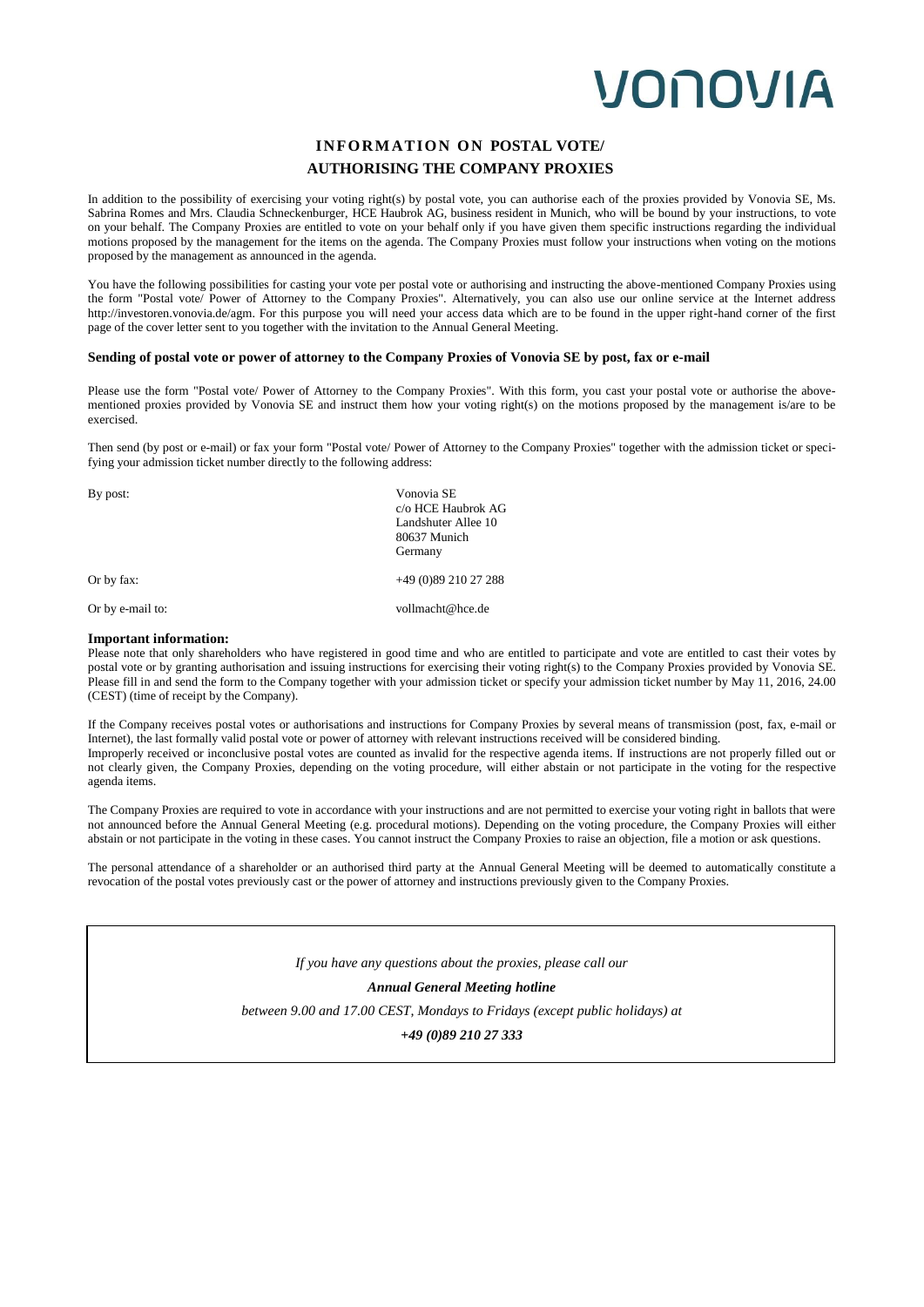# VONOVIA

## INFORMATION ON POSTAL VOTE/ AUTHORISING THE COMPANY PROXIES

In addition to the possibility of exercising your voting right(s) by postal vote, you can authorise each of the proxies provided by Vonovia SE, Ms. Sabrina Romes and Mrs. Claudia Schneckenburger, HCE Haubrok AG, business resident in Munich, who will be bound by your instructions, to vote on your behalf. The Company Proxies are entitled to vote on your behalf only if you have given them specific instructions regarding the individual motions proposed by the management for the items on the agenda. The Company Proxies must follow your instructions when voting on the motions proposed by the management as announced in the agenda.

You have the following possibilities for casting your vote per postal vote or authorising and instructing the above-mentioned Company Proxies using the form "Postal vote/ Power of Attorney to the Company Proxies". Alternatively, you can also use our online service at the Internet address http://investoren.vonovia.de/agm. For this purpose you will need your access data which are to be found in the upper right-hand corner of the first page of the cover letter sent to you together with the invitation to the Annual General Meeting.

### Sending of postal vote or power of attorney to the Company Proxies of Vonovia SE by post, fax or e-mail

Please use the form "Postal vote/ Power of Attorney to the Company Proxies". With this form, you cast your postal vote or authorise the above-mentioned proxies provided by Vonovia SE and instruct them how your voting right(s) on the motions proposed by the management is/are to be exercised.

Then send (by post or e-mail) or fax your form "Postal vote/ Power of Attorney to the Company Proxies" together with the admission ticket or specifying your admission ticket number directly to the following address:

| | |
|---|---|
| By post: | Vonovia SE<br>c/o HCE Haubrok AG<br>Landshuter Allee 10<br>80637 Munich<br>Germany |
| Or by fax: | +49 (0)89 210 27 288 |
| Or by e-mail to: | vollmacht@hce.de |

**Important information:**

Please note that only shareholders who have registered in good time and who are entitled to participate and vote are entitled to cast their votes by postal vote or by granting authorisation and issuing instructions for exercising their voting right(s) to the Company Proxies provided by Vonovia SE. Please fill in and send the form to the Company together with your admission ticket or specify your admission ticket number by May 11, 2016, 24.00 (CEST) (time of receipt by the Company).

If the Company receives postal votes or authorisations and instructions for Company Proxies by several means of transmission (post, fax, e-mail or Internet), the last formally valid postal vote or power of attorney with relevant instructions received will be considered binding.

Improperly received or inconclusive postal votes are counted as invalid for the respective agenda items. If instructions are not properly filled out or not clearly given, the Company Proxies, depending on the voting procedure, will either abstain or not participate in the voting for the respective agenda items.

The Company Proxies are required to vote in accordance with your instructions and are not permitted to exercise your voting right in ballots that were not announced before the Annual General Meeting (e.g. procedural motions). Depending on the voting procedure, the Company Proxies will either abstain or not participate in the voting in these cases. You cannot instruct the Company Proxies to raise an objection, file a motion or ask questions.

The personal attendance of a shareholder or an authorised third party at the Annual General Meeting will be deemed to automatically constitute a revocation of the postal votes previously cast or the power of attorney and instructions previously given to the Company Proxies.

*If you have any questions about the proxies, please call our*

***Annual General Meeting hotline***

*between 9.00 and 17.00 CEST, Mondays to Fridays (except public holidays) at*

***+49 (0)89 210 27 333***